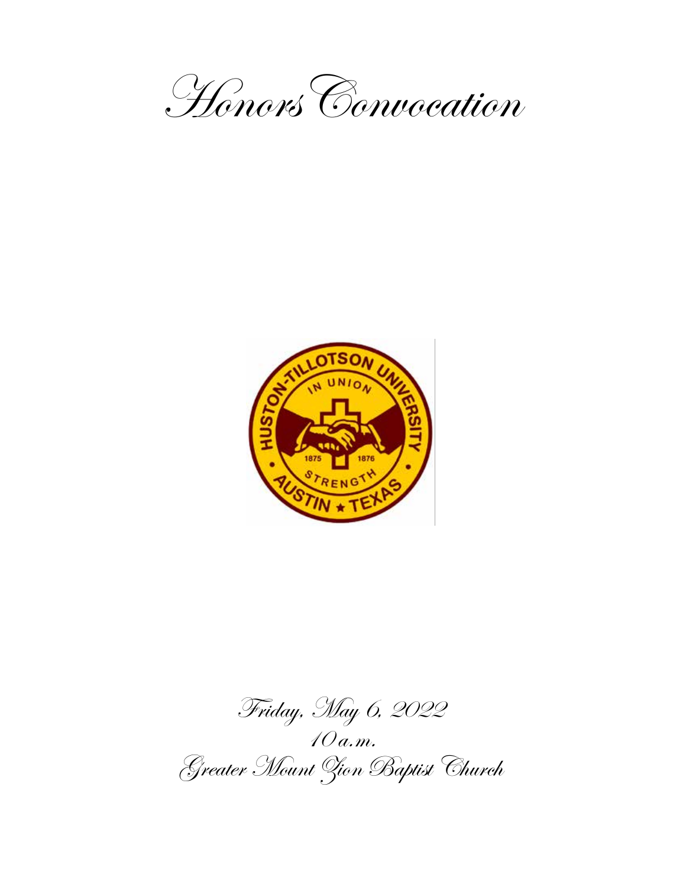# Honors Convocation

Friday, May 6, 2022

10 a.m.

Greater Mount Zion Baptist Church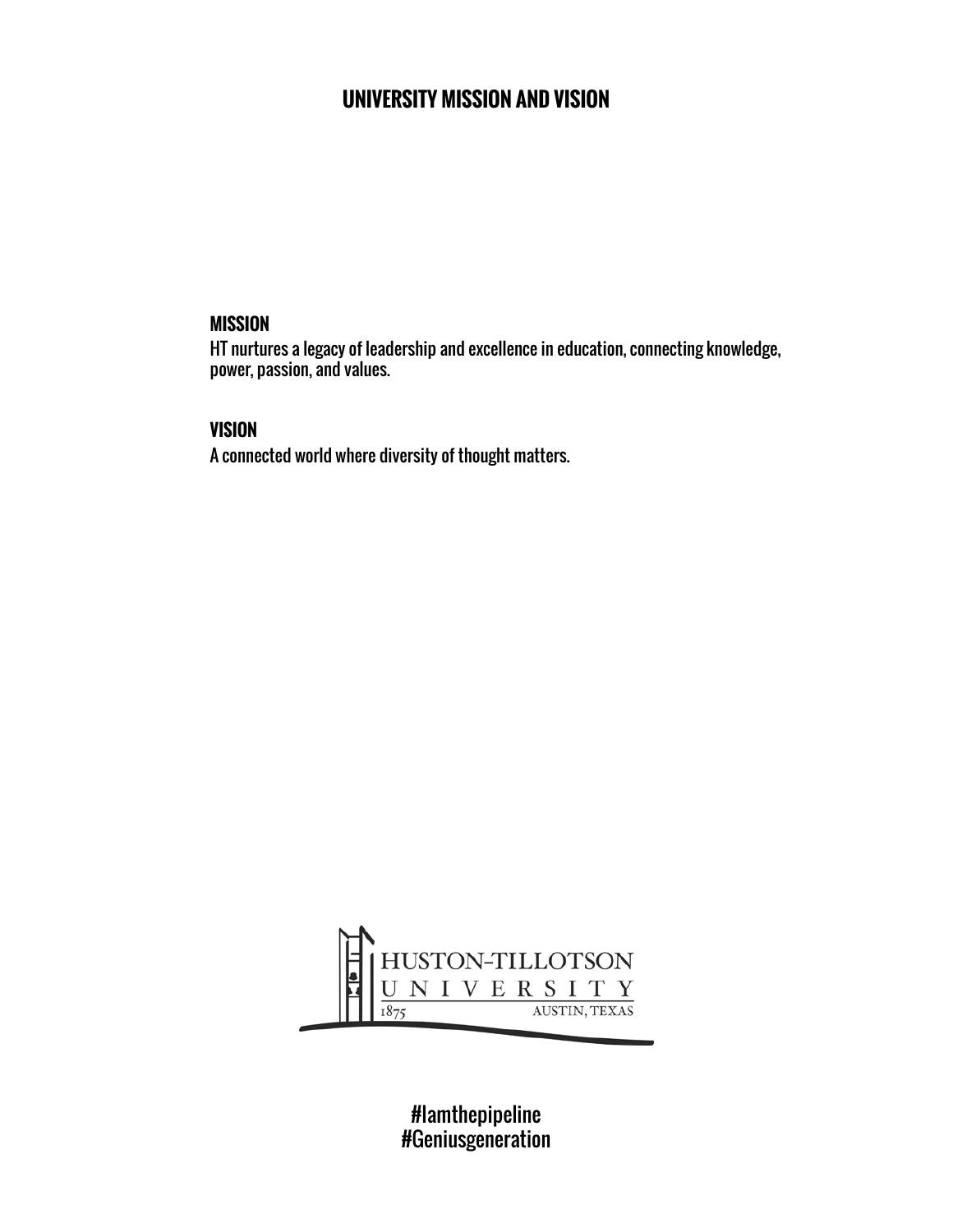# UNIVERSITY MISSION AND VISION

## MISSION

HT nurtures a legacy of leadership and excellence in education, connecting knowledge, power, passion, and values.

## VISION

A connected world where diversity of thought matters.

HUSTON-TILLOTSON UNIVERSITY
1875 AUSTIN, TEXAS

#Iamthepipeline
#Geniusgeneration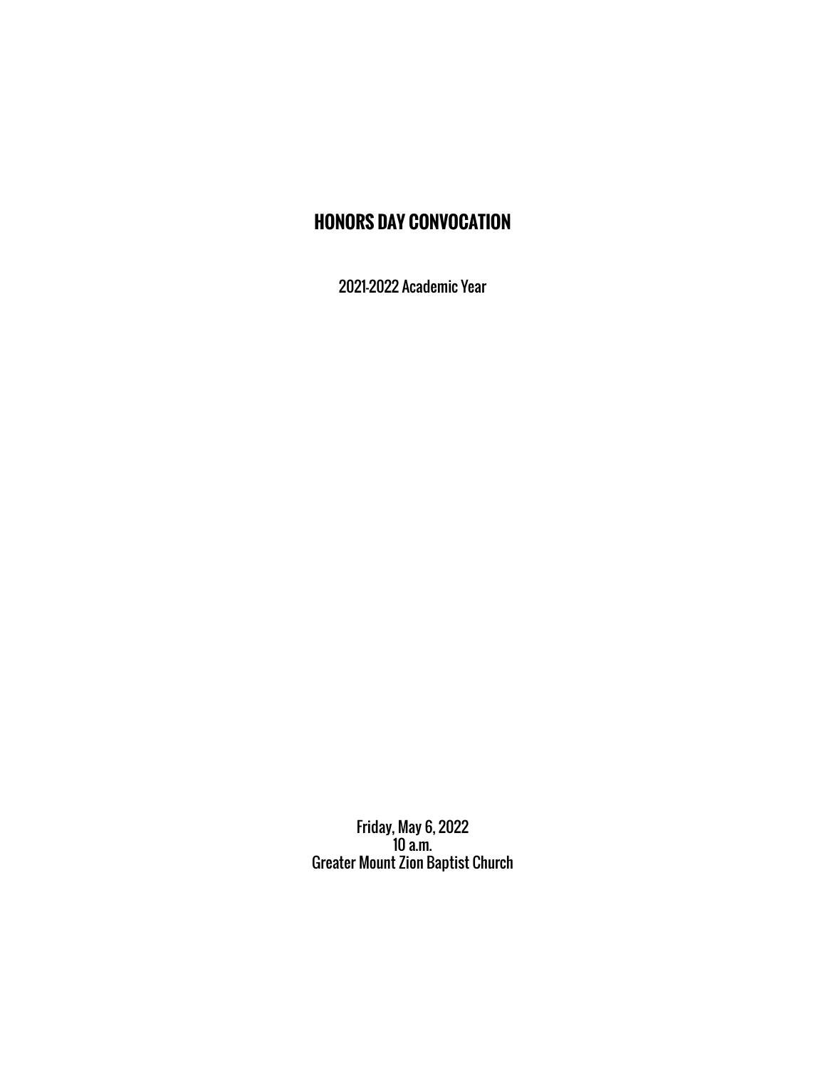# HONORS DAY CONVOCATION

2021-2022 Academic Year

Friday, May 6, 2022
10 a.m.
Greater Mount Zion Baptist Church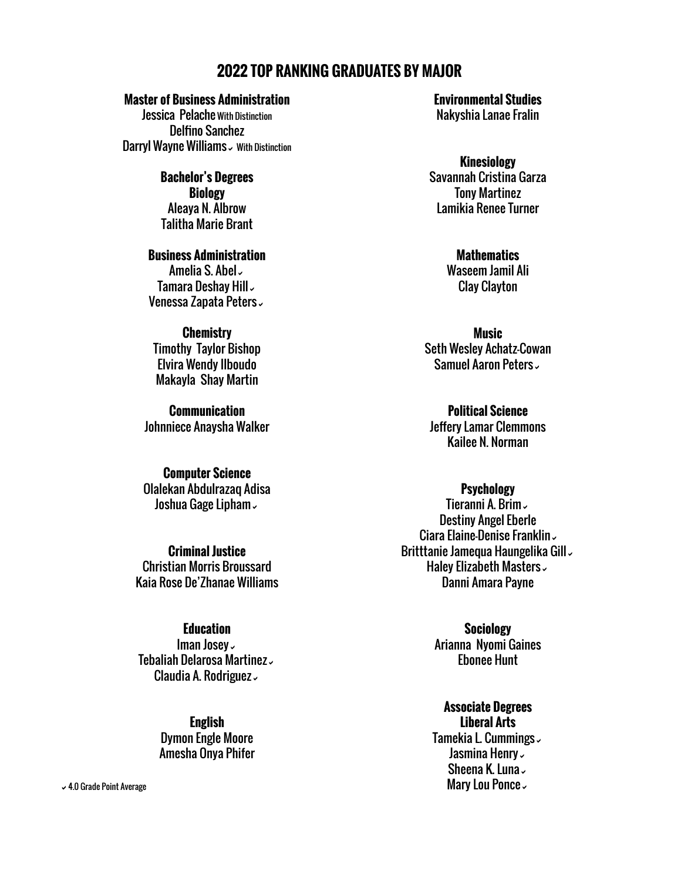# 2022 TOP RANKING GRADUATES BY MAJOR

**Master of Business Administration**

Jessica Pelache With Distinction
Delfino Sanchez
Darryl Wayne Williams ✓ With Distinction

**Bachelor's Degrees**

**Biology**

Aleaya N. Albrow
Talitha Marie Brant

**Business Administration**

Amelia S. Abel ✓
Tamara Deshay Hill ✓
Venessa Zapata Peters ✓

**Chemistry**

Timothy Taylor Bishop
Elvira Wendy Ilboudo
Makayla Shay Martin

**Communication**

Johnniece Anaysha Walker

**Computer Science**

Olalekan Abdulrazaq Adisa
Joshua Gage Lipham ✓

**Criminal Justice**

Christian Morris Broussard
Kaia Rose De'Zhanae Williams

**Education**

Iman Josey ✓
Tebaliah Delarosa Martinez ✓
Claudia A. Rodriguez ✓

**English**

Dymon Engle Moore
Amesha Onya Phifer

**Environmental Studies**

Nakyshia Lanae Fralin

**Kinesiology**

Savannah Cristina Garza
Tony Martinez
Lamikia Renee Turner

**Mathematics**

Waseem Jamil Ali
Clay Clayton

**Music**

Seth Wesley Achatz-Cowan
Samuel Aaron Peters ✓

**Political Science**

Jeffery Lamar Clemmons
Kailee N. Norman

**Psychology**

Tieranni A. Brim ✓
Destiny Angel Eberle
Ciara Elaine-Denise Franklin ✓
Britttanie Jamequa Haungelika Gill ✓
Haley Elizabeth Masters ✓
Danni Amara Payne

**Sociology**

Arianna Nyomi Gaines
Ebonee Hunt

**Associate Degrees**

**Liberal Arts**

Tamekia L. Cummings ✓
Jasmina Henry ✓
Sheena K. Luna ✓
Mary Lou Ponce ✓

✓ 4.0 Grade Point Average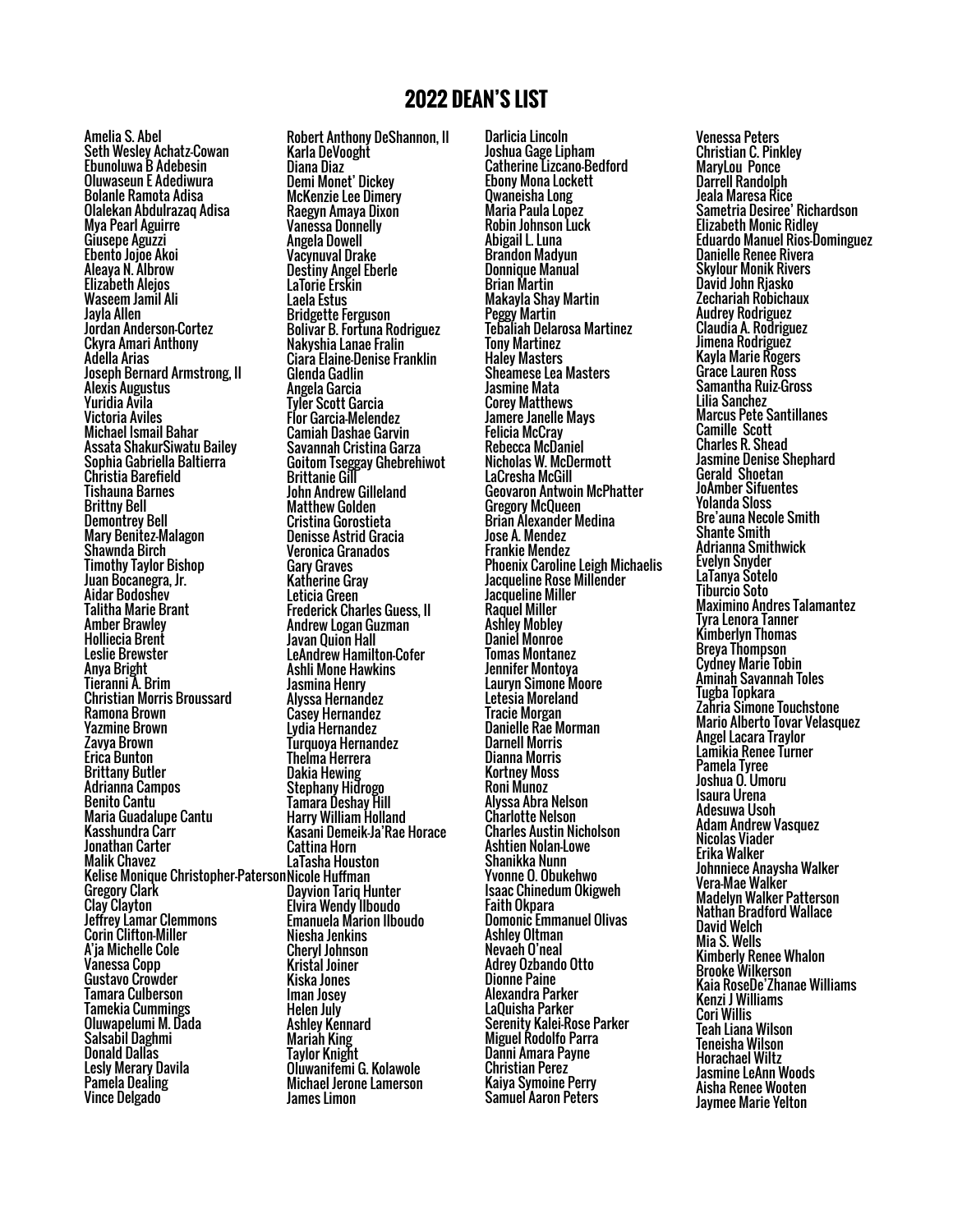# 2022 DEAN'S LIST

Amelia S. Abel
Seth Wesley Achatz-Cowan
Ebunoluwa B Adebesin
Oluwaseun E Adediwura
Bolanle Ramota Adisa
Olalekan Abdulrazaq Adisa
Mya Pearl Aguirre
Giusepe Aguzzi
Ebento Jojoe Akoi
Aleaya N. Albrow
Elizabeth Alejos
Waseem Jamil Ali
Jayla Allen
Jordan Anderson-Cortez
Ckyra Amari Anthony
Adella Arias
Joseph Bernard Armstrong, II
Alexis Augustus
Yuridia Avila
Victoria Aviles
Michael Ismail Bahar
Assata ShakurSiwatu Bailey
Sophia Gabriella Baltierra
Christia Barefield
Tishauna Barnes
Brittny Bell
Demontrey Bell
Mary Benitez-Malagon
Shawnda Birch
Timothy Taylor Bishop
Juan Bocanegra, Jr.
Aidar Bodoshev
Talitha Marie Brant
Amber Brawley
Holliecia Brent
Leslie Brewster
Anya Bright
Tieranni A. Brim
Christian Morris Broussard
Ramona Brown
Yazmine Brown
Zavya Brown
Erica Bunton
Brittany Butler
Adrianna Campos
Benito Cantu
Maria Guadalupe Cantu
Kasshundra Carr
Jonathan Carter
Malik Chavez
Kelise Monique Christopher-Paterson
Gregory Clark
Clay Clayton
Jeffrey Lamar Clemmons
Corin Clifton-Miller
A'ja Michelle Cole
Vanessa Copp
Gustavo Crowder
Tamara Culberson
Tamekia Cummings
Oluwapelumi M. Dada
Salsabil Daghmi
Donald Dallas
Lesly Merary Davila
Pamela Dealing
Vince Delgado
Robert Anthony DeShannon, II
Karla DeVooght
Diana Diaz
Demi Monet' Dickey
McKenzie Lee Dimery
Raegyn Amaya Dixon
Vanessa Donnelly
Angela Dowell
Vacynuval Drake
Destiny Angel Eberle
LaTorie Erskin
Laela Estus
Bridgette Ferguson
Bolivar B. Fortuna Rodriguez
Nakyshia Lanae Fralin
Ciara Elaine-Denise Franklin
Glenda Gadlin
Angela Garcia
Tyler Scott Garcia
Flor Garcia-Melendez
Camiah Dashae Garvin
Savannah Cristina Garza
Goitom Tseggay Ghebrehiwot
Brittanie Gill
John Andrew Gilleland
Matthew Golden
Cristina Gorostieta
Denisse Astrid Gracia
Veronica Granados
Gary Graves
Katherine Gray
Leticia Green
Frederick Charles Guess, II
Andrew Logan Guzman
Javan Quion Hall
LeAndrew Hamilton-Cofer
Ashli Mone Hawkins
Jasmina Henry
Alyssa Hernandez
Casey Hernandez
Lydia Hernandez
Turquoya Hernandez
Thelma Herrera
Dakia Hewing
Stephany Hidrogo
Tamara Deshay Hill
Harry William Holland
Kasani Demeik-Ja'Rae Horace
Cattina Horn
LaTasha Houston
Nicole Huffman
Dayvion Tariq Hunter
Elvira Wendy Ilboudo
Emanuela Marion Ilboudo
Niesha Jenkins
Cheryl Johnson
Kristal Joiner
Kiska Jones
Iman Josey
Helen July
Ashley Kennard
Mariah King
Taylor Knight
Oluwanifemi G. Kolawole
Michael Jerone Lamerson
James Limon
Darlicia Lincoln
Joshua Gage Lipham
Catherine Lizcano-Bedford
Ebony Mona Lockett
Qwaneisha Long
Maria Paula Lopez
Robin Johnson Luck
Abigail L. Luna
Brandon Madyun
Donnique Manual
Brian Martin
Makayla Shay Martin
Peggy Martin
Tebaliah Delarosa Martinez
Tony Martinez
Haley Masters
Sheamese Lea Masters
Jasmine Mata
Corey Matthews
Jamere Janelle Mays
Felicia McCray
Rebecca McDaniel
Nicholas W. McDermott
LaCresha McGill
Geovaron Antwoin McPhatter
Gregory McQueen
Brian Alexander Medina
Jose A. Mendez
Frankie Mendez
Phoenix Caroline Leigh Michaelis
Jacqueline Rose Millender
Jacqueline Miller
Raquel Miller
Ashley Mobley
Daniel Monroe
Tomas Montanez
Jennifer Montoya
Lauryn Simone Moore
Letesia Moreland
Tracie Morgan
Danielle Rae Morman
Darnell Morris
Dianna Morris
Kortney Moss
Roni Munoz
Alyssa Abra Nelson
Charlotte Nelson
Charles Austin Nicholson
Ashtien Nolan-Lowe
Shanikka Nunn
Yvonne O. Obukehwo
Isaac Chinedum Okigweh
Faith Okpara
Domonic Emmanuel Olivas
Ashley Oltman
Nevaeh O'neal
Adrey Ozbando Otto
Dionne Paine
Alexandra Parker
LaQuisha Parker
Serenity Kalei-Rose Parker
Miguel Rodolfo Parra
Danni Amara Payne
Christian Perez
Kaiya Symoine Perry
Samuel Aaron Peters
Venessa Peters
Christian C. Pinkley
MaryLou Ponce
Darrell Randolph
Jeala Maresa Rice
Sametria Desiree' Richardson
Elizabeth Monic Ridley
Eduardo Manuel Rios-Dominguez
Danielle Renee Rivera
Skylour Monik Rivers
David John Rjasko
Zechariah Robichaux
Audrey Rodriguez
Claudia A. Rodriguez
Jimena Rodriguez
Kayla Marie Rogers
Grace Lauren Ross
Samantha Ruiz-Gross
Lilia Sanchez
Marcus Pete Santillanes
Camille Scott
Charles R. Shead
Jasmine Denise Shephard
Gerald Shoetan
JoAmber Sifuentes
Yolanda Sloss
Bre'auna Necole Smith
Shante Smith
Adrianna Smithwick
Evelyn Snyder
LaTanya Sotelo
Tiburcio Soto
Maximino Andres Talamantez
Tyra Lenora Tanner
Kimberlyn Thomas
Breya Thompson
Cydney Marie Tobin
Aminah Savannah Toles
Tugba Topkara
Zahria Simone Touchstone
Mario Alberto Tovar Velasquez
Angel Lacara Traylor
Lamikia Renee Turner
Pamela Tyree
Joshua O. Umoru
Isaura Urena
Adesuwa Usoh
Adam Andrew Vasquez
Nicolas Viader
Erika Walker
Johnniece Anaysha Walker
Vera-Mae Walker
Madelyn Walker Patterson
Nathan Bradford Wallace
David Welch
Mia S. Wells
Kimberly Renee Whalon
Brooke Wilkerson
Kaia RoseDe'Zhanae Williams
Kenzi J Williams
Cori Willis
Teah Liana Wilson
Teneisha Wilson
Horachael Wiltz
Jasmine LeAnn Woods
Aisha Renee Wooten
Jaymee Marie Yelton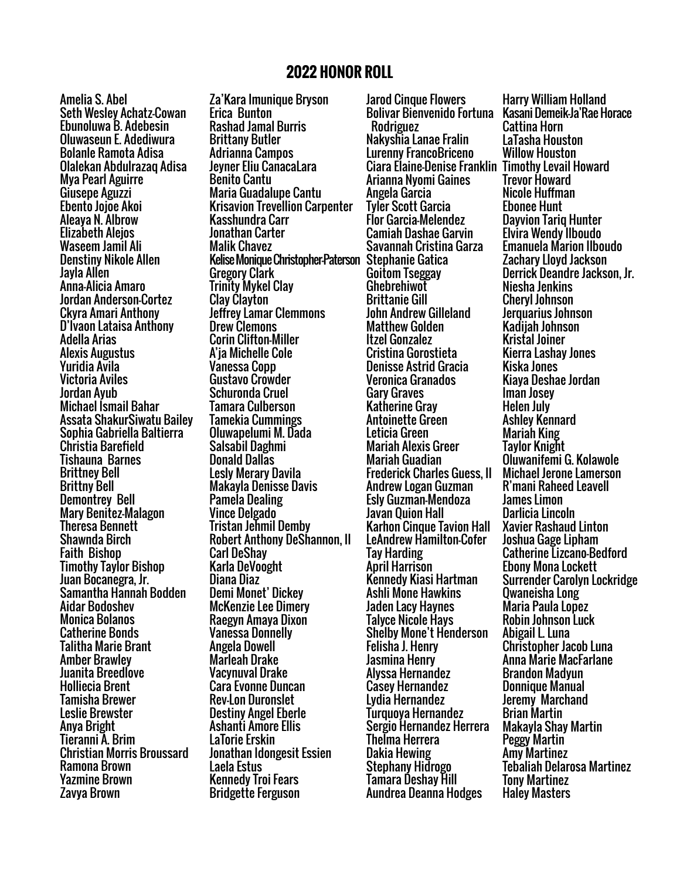# 2022 HONOR ROLL

Amelia S. Abel
Seth Wesley Achatz-Cowan
Ebunoluwa B. Adebesin
Oluwaseun E. Adediwura
Bolanle Ramota Adisa
Olalekan Abdulrazaq Adisa
Mya Pearl Aguirre
Giusepe Aguzzi
Ebento Jojoe Akoi
Aleaya N. Albrow
Elizabeth Alejos
Waseem Jamil Ali
Denstiny Nikole Allen
Jayla Allen
Anna-Alicia Amaro
Jordan Anderson-Cortez
Ckyra Amari Anthony
D'Ivaon Lataisa Anthony
Adella Arias
Alexis Augustus
Yuridia Avila
Victoria Aviles
Jordan Ayub
Michael Ismail Bahar
Assata ShakurSiwatu Bailey
Sophia Gabriella Baltierra
Christia Barefield
Tishauna Barnes
Brittney Bell
Brittny Bell
Demontrey Bell
Mary Benitez-Malagon
Theresa Bennett
Shawnda Birch
Faith Bishop
Timothy Taylor Bishop
Juan Bocanegra, Jr.
Samantha Hannah Bodden
Aidar Bodoshev
Monica Bolanos
Catherine Bonds
Talitha Marie Brant
Amber Brawley
Juanita Breedlove
Holliecia Brent
Tamisha Brewer
Leslie Brewster
Anya Bright
Tieranni A. Brim
Christian Morris Broussard
Ramona Brown
Yazmine Brown
Zavya Brown
Za'Kara Imunique Bryson
Erica Bunton
Rashad Jamal Burris
Brittany Butler
Adrianna Campos
Jeyner Eliu CanacaLara
Benito Cantu
Maria Guadalupe Cantu
Krisavion Trevellion Carpenter
Kasshundra Carr
Jonathan Carter
Malik Chavez
Kelise Monique Christopher-Paterson
Gregory Clark
Trinity Mykel Clay
Clay Clayton
Jeffrey Lamar Clemmons
Drew Clemons
Corin Clifton-Miller
A'ja Michelle Cole
Vanessa Copp
Gustavo Crowder
Schuronda Cruel
Tamara Culberson
Tamekia Cummings
Oluwapelumi M. Dada
Salsabil Daghmi
Donald Dallas
Lesly Merary Davila
Makayla Denisse Davis
Pamela Dealing
Vince Delgado
Tristan Jehmil Demby
Robert Anthony DeShannon, II
Carl DeShay
Karla DeVooght
Diana Diaz
Demi Monet' Dickey
McKenzie Lee Dimery
Raegyn Amaya Dixon
Vanessa Donnelly
Angela Dowell
Marleah Drake
Vacynuval Drake
Cara Evonne Duncan
Rev-Lon Duronslet
Destiny Angel Eberle
Ashanti Amore Ellis
LaTorie Erskin
Jonathan Idongesit Essien
Laela Estus
Kennedy Troi Fears
Bridgette Ferguson
Jarod Cinque Flowers
Bolivar Bienvenido Fortuna Rodriguez
Nakyshia Lanae Fralin
Lurenny FrancoBriceno
Ciara Elaine-Denise Franklin
Arianna Nyomi Gaines
Angela Garcia
Tyler Scott Garcia
Flor Garcia-Melendez
Camiah Dashae Garvin
Savannah Cristina Garza
Stephanie Gatica
Goitom Tseggay Ghebrehiwot
Brittanie Gill
John Andrew Gilleland
Matthew Golden
Itzel Gonzalez
Cristina Gorostieta
Denisse Astrid Gracia
Veronica Granados
Gary Graves
Katherine Gray
Antoinette Green
Leticia Green
Mariah Alexis Greer
Mariah Guadian
Frederick Charles Guess, II
Andrew Logan Guzman
Esly Guzman-Mendoza
Javan Quion Hall
Karhon Cinque Tavion Hall
LeAndrew Hamilton-Cofer
Tay Harding
April Harrison
Kennedy Kiasi Hartman
Ashli Mone Hawkins
Jaden Lacy Haynes
Talyce Nicole Hays
Shelby Mone't Henderson
Felisha J. Henry
Jasmina Henry
Alyssa Hernandez
Casey Hernandez
Lydia Hernandez
Turquoya Hernandez
Sergio Hernandez Herrera
Thelma Herrera
Dakia Hewing
Stephany Hidrogo
Tamara Deshay Hill
Aundrea Deanna Hodges
Harry William Holland
Kasani Demeik-Ja'Rae Horace
Cattina Horn
LaTasha Houston
Willow Houston
Timothy Levail Howard
Trevor Howard
Nicole Huffman
Ebonee Hunt
Dayvion Tariq Hunter
Elvira Wendy Ilboudo
Emanuela Marion Ilboudo
Zachary Lloyd Jackson
Derrick Deandre Jackson, Jr.
Niesha Jenkins
Cheryl Johnson
Jerquarius Johnson
Kadijah Johnson
Kristal Joiner
Kierra Lashay Jones
Kiska Jones
Kiaya Deshae Jordan
Iman Josey
Helen July
Ashley Kennard
Mariah King
Taylor Knight
Oluwanifemi G. Kolawole
Michael Jerone Lamerson
R'mani Raheed Leavell
James Limon
Darlicia Lincoln
Xavier Rashaud Linton
Joshua Gage Lipham
Catherine Lizcano-Bedford
Ebony Mona Lockett
Surrender Carolyn Lockridge
Qwaneisha Long
Maria Paula Lopez
Robin Johnson Luck
Abigail L. Luna
Christopher Jacob Luna
Anna Marie MacFarlane
Brandon Madyun
Donnique Manual
Jeremy Marchand
Brian Martin
Makayla Shay Martin
Peggy Martin
Amy Martinez
Tebaliah Delarosa Martinez
Tony Martinez
Haley Masters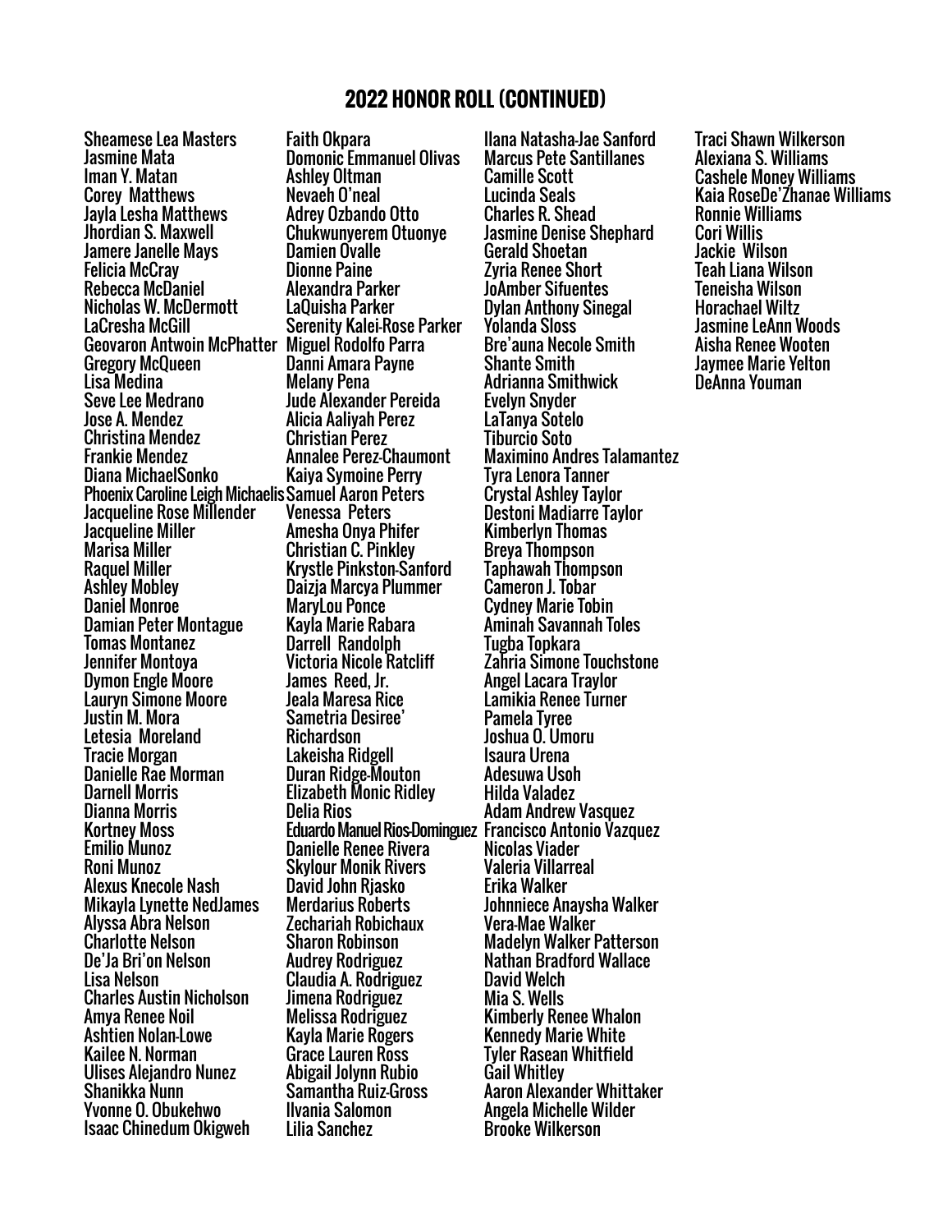## 2022 HONOR ROLL (CONTINUED)

Sheamese Lea Masters
Jasmine Mata
Iman Y. Matan
Corey  Matthews
Jayla Lesha Matthews
Jhordian S. Maxwell
Jamere Janelle Mays
Felicia McCray
Rebecca McDaniel
Nicholas W. McDermott
LaCresha McGill
Geovaron Antwoin McPhatter
Gregory McQueen
Lisa Medina
Seve Lee Medrano
Jose A. Mendez
Christina Mendez
Frankie Mendez
Diana MichaelSonko
Phoenix Caroline Leigh Michaelis
Jacqueline Rose Millender
Jacqueline Miller
Marisa Miller
Raquel Miller
Ashley Mobley
Daniel Monroe
Damian Peter Montague
Tomas Montanez
Jennifer Montoya
Dymon Engle Moore
Lauryn Simone Moore
Justin M. Mora
Letesia  Moreland
Tracie Morgan
Danielle Rae Morman
Darnell Morris
Dianna Morris
Kortney Moss
Emilio Munoz
Roni Munoz
Alexus Knecole Nash
Mikayla Lynette NedJames
Alyssa Abra Nelson
Charlotte Nelson
De'Ja Bri'on Nelson
Lisa Nelson
Charles Austin Nicholson
Amya Renee Noil
Ashtien Nolan-Lowe
Kailee N. Norman
Ulises Alejandro Nunez
Shanikka Nunn
Yvonne O. Obukehwo
Isaac Chinedum Okigweh
Faith Okpara
Domonic Emmanuel Olivas
Ashley Oltman
Nevaeh O'neal
Adrey Ozbando Otto
Chukwunyerem Otuonye
Damien Ovalle
Dionne Paine
Alexandra Parker
LaQuisha Parker
Serenity Kalei-Rose Parker
Miguel Rodolfo Parra
Danni Amara Payne
Melany Pena
Jude Alexander Pereida
Alicia Aaliyah Perez
Christian Perez
Annalee Perez-Chaumont
Kaiya Symoine Perry
Samuel Aaron Peters
Venessa  Peters
Amesha Onya Phifer
Christian C. Pinkley
Krystle Pinkston-Sanford
Daizja Marcya Plummer
MaryLou Ponce
Kayla Marie Rabara
Darrell  Randolph
Victoria Nicole Ratcliff
James  Reed, Jr.
Jeala Maresa Rice
Sametria Desiree' Richardson
Lakeisha Ridgell
Duran Ridge-Mouton
Elizabeth Monic Ridley
Delia Rios
Eduardo Manuel Rios-Dominguez
Danielle Renee Rivera
Skylour Monik Rivers
David John Rjasko
Merdarius Roberts
Zechariah Robichaux
Sharon Robinson
Audrey Rodriguez
Claudia A. Rodriguez
Jimena Rodriguez
Melissa Rodriguez
Kayla Marie Rogers
Grace Lauren Ross
Abigail Jolynn Rubio
Samantha Ruiz-Gross
Ilvania Salomon
Lilia Sanchez
Ilana Natasha-Jae Sanford
Marcus Pete Santillanes
Camille Scott
Lucinda Seals
Charles R. Shead
Jasmine Denise Shephard
Gerald Shoetan
Zyria Renee Short
JoAmber Sifuentes
Dylan Anthony Sinegal
Yolanda Sloss
Bre'auna Necole Smith
Shante Smith
Adrianna Smithwick
Evelyn Snyder
LaTanya Sotelo
Tiburcio Soto
Maximino Andres Talamantez
Tyra Lenora Tanner
Crystal Ashley Taylor
Destoni Madiarre Taylor
Kimberlyn Thomas
Breya Thompson
Taphawah Thompson
Cameron J. Tobar
Cydney Marie Tobin
Aminah Savannah Toles
Tugba Topkara
Zahria Simone Touchstone
Angel Lacara Traylor
Lamikia Renee Turner
Pamela Tyree
Joshua O. Umoru
Isaura Urena
Adesuwa Usoh
Hilda Valadez
Adam Andrew Vasquez
Francisco Antonio Vazquez
Nicolas Viader
Valeria Villarreal
Erika Walker
Johnniece Anaysha Walker
Vera-Mae Walker
Madelyn Walker Patterson
Nathan Bradford Wallace
David Welch
Mia S. Wells
Kimberly Renee Whalon
Kennedy Marie White
Tyler Rasean Whitfield
Gail Whitley
Aaron Alexander Whittaker
Angela Michelle Wilder
Brooke Wilkerson
Traci Shawn Wilkerson
Alexiana S. Williams
Cashele Money Williams
Kaia RoseDe'Zhanae Williams
Ronnie Williams
Cori Willis
Jackie  Wilson
Teah Liana Wilson
Teneisha Wilson
Horachael Wiltz
Jasmine LeAnn Woods
Aisha Renee Wooten
Jaymee Marie Yelton
DeAnna Youman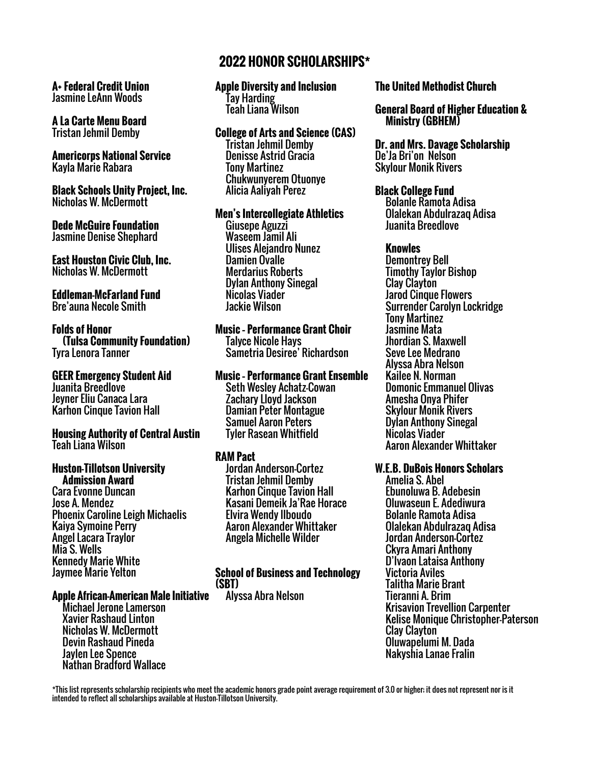# 2022 HONOR SCHOLARSHIPS*

**A+ Federal Credit Union**
Jasmine LeAnn Woods

**A La Carte Menu Board**
Tristan Jehmil Demby

**Americorps National Service**
Kayla Marie Rabara

**Black Schools Unity Project, Inc.**
Nicholas W. McDermott

**Dede McGuire Foundation**
Jasmine Denise Shephard

**East Houston Civic Club, Inc.**
Nicholas W. McDermott

**Eddleman-McFarland Fund**
Bre'auna Necole Smith

**Folds of Honor (Tulsa Community Foundation)**
Tyra Lenora Tanner

**GEER Emergency Student Aid**
Juanita Breedlove
Jeyner Eliu Canaca Lara
Karhon Cinque Tavion Hall

**Housing Authority of Central Austin**
Teah Liana Wilson

**Huston-Tillotson University Admission Award**
Cara Evonne Duncan
Jose A. Mendez
Phoenix Caroline Leigh Michaelis
Kaiya Symoine Perry
Angel Lacara Traylor
Mia S. Wells
Kennedy Marie White
Jaymee Marie Yelton

**Apple African-American Male Initiative**
Michael Jerone Lamerson
Xavier Rashaud Linton
Nicholas W. McDermott
Devin Rashaud Pineda
Jaylen Lee Spence
Nathan Bradford Wallace

**Apple Diversity and Inclusion**
Tay Harding
Teah Liana Wilson

**College of Arts and Science (CAS)**
Tristan Jehmil Demby
Denisse Astrid Gracia
Tony Martinez
Chukwunyerem Otuonye
Alicia Aaliyah Perez

**Men's Intercollegiate Athletics**
Giusepe Aguzzi
Waseem Jamil Ali
Ulises Alejandro Nunez
Damien Ovalle
Merdarius Roberts
Dylan Anthony Sinegal
Nicolas Viader
Jackie Wilson

**Music - Performance Grant Choir**
Talyce Nicole Hays
Sametria Desiree' Richardson

**Music - Performance Grant Ensemble**
Seth Wesley Achatz-Cowan
Zachary Lloyd Jackson
Damian Peter Montague
Samuel Aaron Peters
Tyler Rasean Whitfield

**RAM Pact**
Jordan Anderson-Cortez
Tristan Jehmil Demby
Karhon Cinque Tavion Hall
Kasani Demeik Ja'Rae Horace
Elvira Wendy Ilboudo
Aaron Alexander Whittaker
Angela Michelle Wilder

**School of Business and Technology (SBT)**
Alyssa Abra Nelson

**The United Methodist Church**

**General Board of Higher Education & Ministry (GBHEM)**

**Dr. and Mrs. Davage Scholarship**
De'Ja Bri'on Nelson
Skylour Monik Rivers

**Black College Fund**
Bolanle Ramota Adisa
Olalekan Abdulrazaq Adisa
Juanita Breedlove

**Knowles**
Demontrey Bell
Timothy Taylor Bishop
Clay Clayton
Jarod Cinque Flowers
Surrender Carolyn Lockridge
Tony Martinez
Jasmine Mata
Jhordian S. Maxwell
Seve Lee Medrano
Alyssa Abra Nelson
Kailee N. Norman
Domonic Emmanuel Olivas
Amesha Onya Phifer
Skylour Monik Rivers
Dylan Anthony Sinegal
Nicolas Viader
Aaron Alexander Whittaker

**W.E.B. DuBois Honors Scholars**
Amelia S. Abel
Ebunoluwa B. Adebesin
Oluwaseun E. Adediwura
Bolanle Ramota Adisa
Olalekan Abdulrazaq Adisa
Jordan Anderson-Cortez
Ckyra Amari Anthony
D'Ivaon Lataisa Anthony
Victoria Aviles
Talitha Marie Brant
Tieranni A. Brim
Krisavion Trevellion Carpenter
Kelise Monique Christopher-Paterson
Clay Clayton
Oluwapelumi M. Dada
Nakyshia Lanae Fralin

*This list represents scholarship recipients who meet the academic honors grade point average requirement of 3.0 or higher; it does not represent nor is it intended to reflect all scholarships available at Huston-Tillotson University.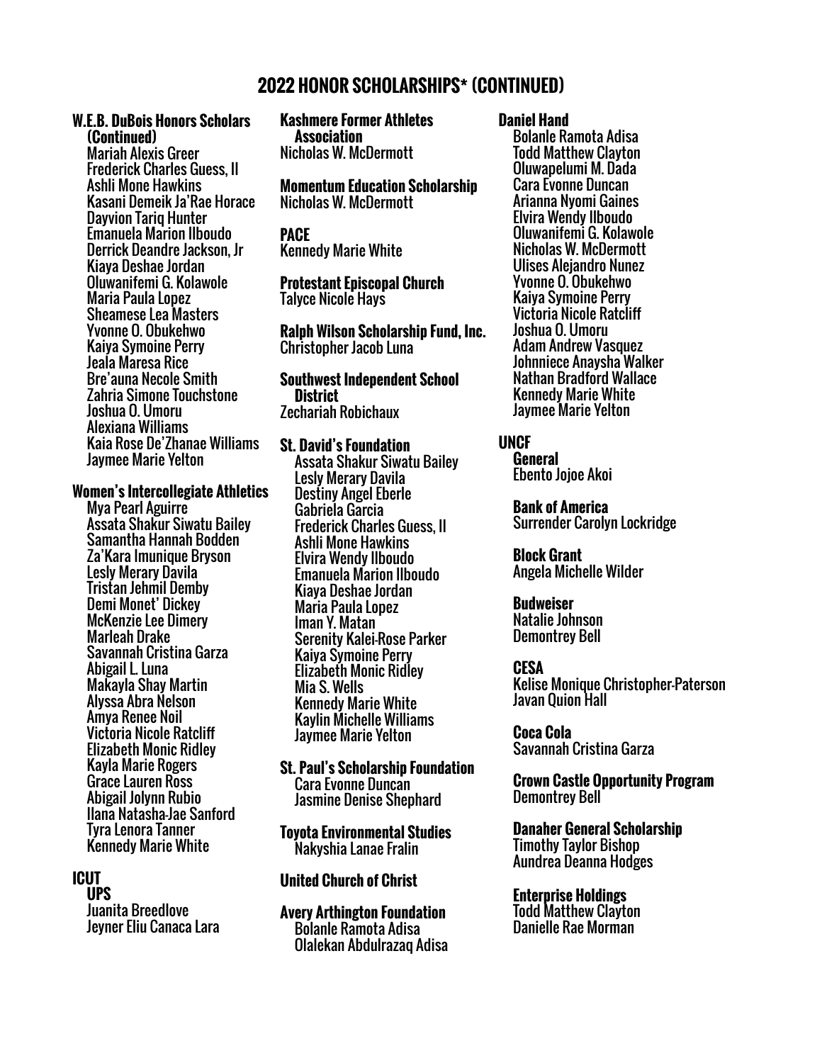# 2022 HONOR SCHOLARSHIPS* (CONTINUED)

**W.E.B. DuBois Honors Scholars (Continued)**

Mariah Alexis Greer
Frederick Charles Guess, II
Ashli Mone Hawkins
Kasani Demeik Ja'Rae Horace
Dayvion Tariq Hunter
Emanuela Marion Ilboudo
Derrick Deandre Jackson, Jr
Kiaya Deshae Jordan
Oluwanifemi G. Kolawole
Maria Paula Lopez
Sheamese Lea Masters
Yvonne O. Obukehwo
Kaiya Symoine Perry
Jeala Maresa Rice
Bre'auna Necole Smith
Zahria Simone Touchstone
Joshua O. Umoru
Alexiana Williams
Kaia Rose De'Zhanae Williams
Jaymee Marie Yelton

**Women's Intercollegiate Athletics**

Mya Pearl Aguirre
Assata Shakur Siwatu Bailey
Samantha Hannah Bodden
Za'Kara Imunique Bryson
Lesly Merary Davila
Tristan Jehmil Demby
Demi Monet' Dickey
McKenzie Lee Dimery
Marleah Drake
Savannah Cristina Garza
Abigail L. Luna
Makayla Shay Martin
Alyssa Abra Nelson
Amya Renee Noil
Victoria Nicole Ratcliff
Elizabeth Monic Ridley
Kayla Marie Rogers
Grace Lauren Ross
Abigail Jolynn Rubio
Ilana Natasha-Jae Sanford
Tyra Lenora Tanner
Kennedy Marie White

**ICUT**

**UPS**

Juanita Breedlove
Jeyner Eliu Canaca Lara

**Kashmere Former Athletes Association**

Nicholas W. McDermott

**Momentum Education Scholarship**

Nicholas W. McDermott

**PACE**

Kennedy Marie White

**Protestant Episcopal Church**

Talyce Nicole Hays

**Ralph Wilson Scholarship Fund, Inc.**

Christopher Jacob Luna

**Southwest Independent School District**

Zechariah Robichaux

**St. David's Foundation**

Assata Shakur Siwatu Bailey
Lesly Merary Davila
Destiny Angel Eberle
Gabriela Garcia
Frederick Charles Guess, II
Ashli Mone Hawkins
Elvira Wendy Ilboudo
Emanuela Marion Ilboudo
Kiaya Deshae Jordan
Maria Paula Lopez
Iman Y. Matan
Serenity Kalei-Rose Parker
Kaiya Symoine Perry
Elizabeth Monic Ridley
Mia S. Wells
Kennedy Marie White
Kaylin Michelle Williams
Jaymee Marie Yelton

**St. Paul's Scholarship Foundation**

Cara Evonne Duncan
Jasmine Denise Shephard

**Toyota Environmental Studies**

Nakyshia Lanae Fralin

**United Church of Christ**

**Avery Arthington Foundation**

Bolanle Ramota Adisa
Olalekan Abdulrazaq Adisa

**Daniel Hand**

Bolanle Ramota Adisa
Todd Matthew Clayton
Oluwapelumi M. Dada
Cara Evonne Duncan
Arianna Nyomi Gaines
Elvira Wendy Ilboudo
Oluwanifemi G. Kolawole
Nicholas W. McDermott
Ulises Alejandro Nunez
Yvonne O. Obukehwo
Kaiya Symoine Perry
Victoria Nicole Ratcliff
Joshua O. Umoru
Adam Andrew Vasquez
Johnniece Anaysha Walker
Nathan Bradford Wallace
Kennedy Marie White
Jaymee Marie Yelton

**UNCF**

**General**

Ebento Jojoe Akoi

**Bank of America**

Surrender Carolyn Lockridge

**Block Grant**

Angela Michelle Wilder

**Budweiser**

Natalie Johnson
Demontrey Bell

**CESA**

Kelise Monique Christopher-Paterson
Javan Quion Hall

**Coca Cola**

Savannah Cristina Garza

**Crown Castle Opportunity Program**

Demontrey Bell

**Danaher General Scholarship**

Timothy Taylor Bishop
Aundrea Deanna Hodges

**Enterprise Holdings**

Todd Matthew Clayton
Danielle Rae Morman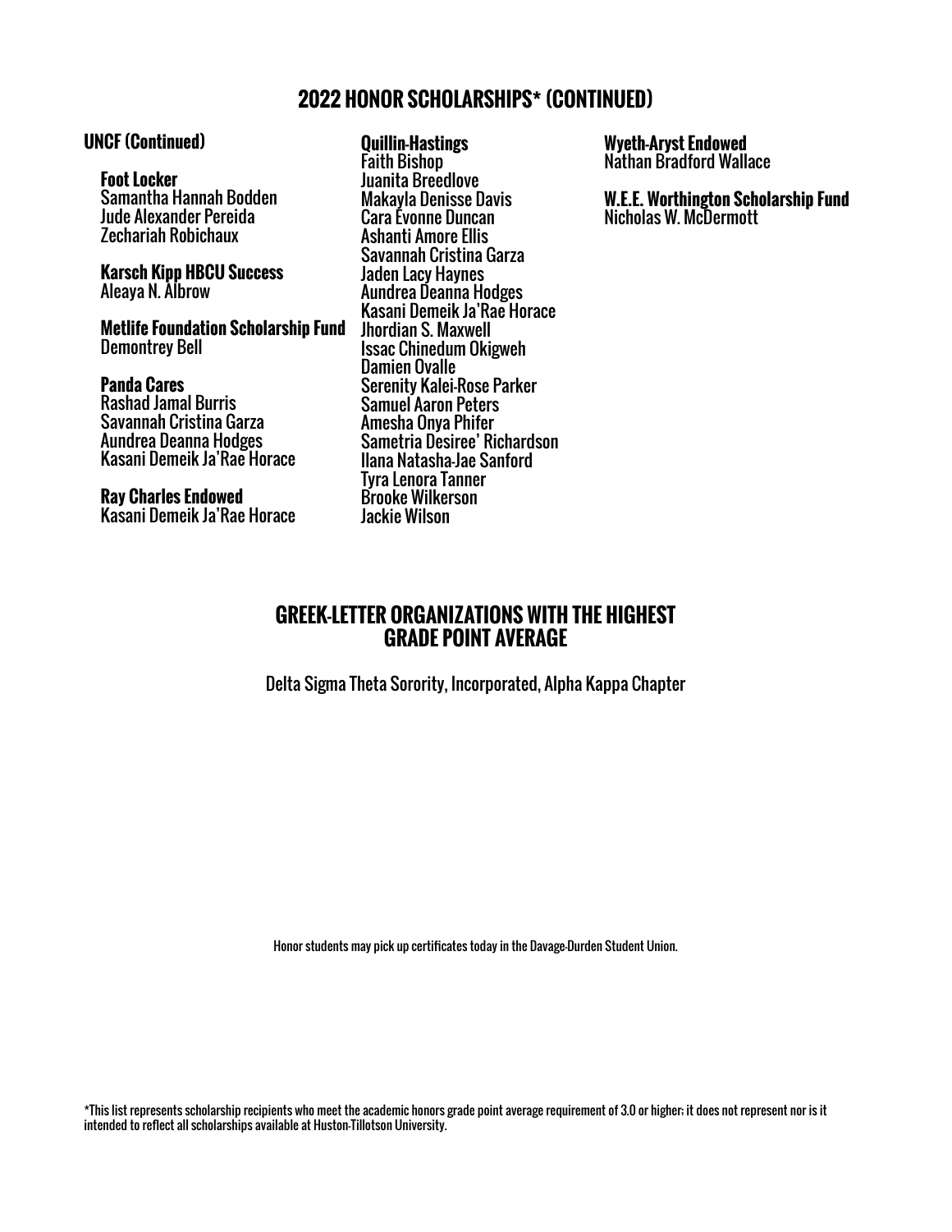## 2022 HONOR SCHOLARSHIPS* (CONTINUED)

### UNCF (Continued)

**Foot Locker**
Samantha Hannah Bodden
Jude Alexander Pereida
Zechariah Robichaux

**Karsch Kipp HBCU Success**
Aleaya N. Albrow

**Metlife Foundation Scholarship Fund**
Demontrey Bell

**Panda Cares**
Rashad Jamal Burris
Savannah Cristina Garza
Aundrea Deanna Hodges
Kasani Demeik Ja'Rae Horace

**Ray Charles Endowed**
Kasani Demeik Ja'Rae Horace

**Quillin-Hastings**
Faith Bishop
Juanita Breedlove
Makayla Denisse Davis
Cara Evonne Duncan
Ashanti Amore Ellis
Savannah Cristina Garza
Jaden Lacy Haynes
Aundrea Deanna Hodges
Kasani Demeik Ja'Rae Horace
Jhordian S. Maxwell
Issac Chinedum Okigweh
Damien Ovalle
Serenity Kalei-Rose Parker
Samuel Aaron Peters
Amesha Onya Phifer
Sametria Desiree' Richardson
Ilana Natasha-Jae Sanford
Tyra Lenora Tanner
Brooke Wilkerson
Jackie Wilson

**Wyeth-Aryst Endowed**
Nathan Bradford Wallace

**W.E.E. Worthington Scholarship Fund**
Nicholas W. McDermott

## GREEK-LETTER ORGANIZATIONS WITH THE HIGHEST GRADE POINT AVERAGE

Delta Sigma Theta Sorority, Incorporated, Alpha Kappa Chapter

Honor students may pick up certificates today in the Davage-Durden Student Union.

*This list represents scholarship recipients who meet the academic honors grade point average requirement of 3.0 or higher; it does not represent nor is it intended to reflect all scholarships available at Huston-Tillotson University.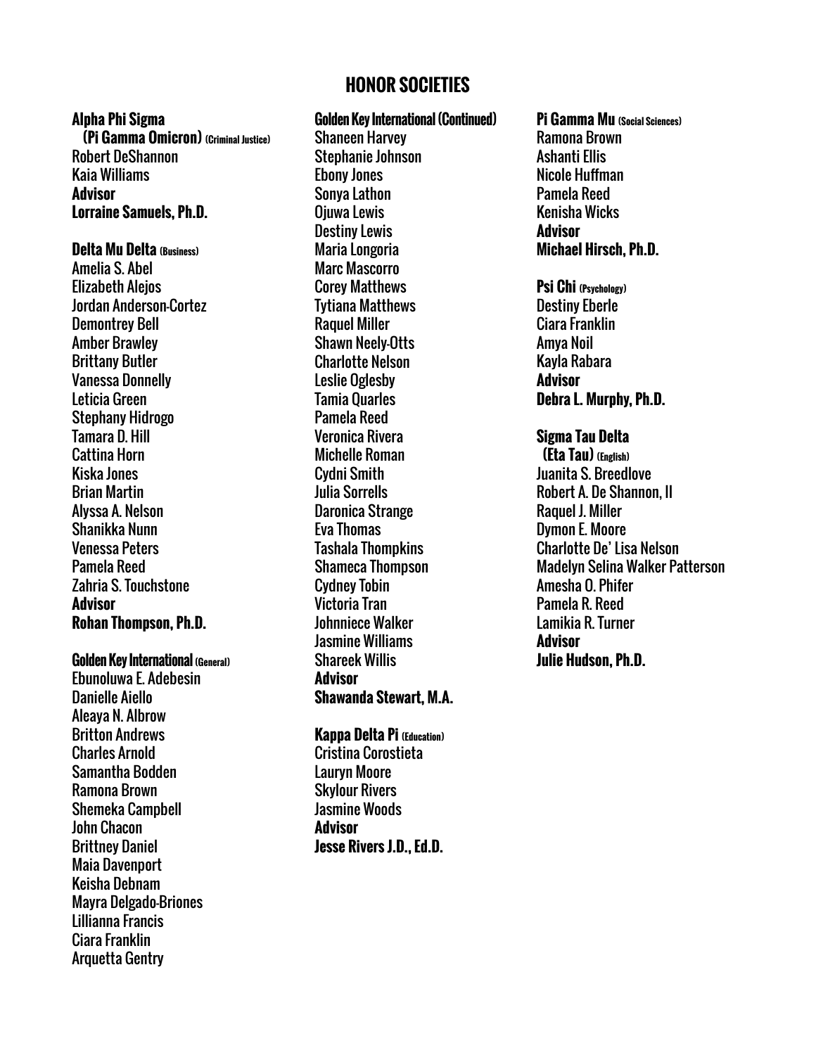# HONOR SOCIETIES

**Alpha Phi Sigma**
**(Pi Gamma Omicron)** **(Criminal Justice)**
Robert DeShannon
Kaia Williams
**Advisor**
**Lorraine Samuels, Ph.D.**

**Delta Mu Delta** **(Business)**
Amelia S. Abel
Elizabeth Alejos
Jordan Anderson-Cortez
Demontrey Bell
Amber Brawley
Brittany Butler
Vanessa Donnelly
Leticia Green
Stephany Hidrogo
Tamara D. Hill
Cattina Horn
Kiska Jones
Brian Martin
Alyssa A. Nelson
Shanikka Nunn
Venessa Peters
Pamela Reed
Zahria S. Touchstone
**Advisor**
**Rohan Thompson, Ph.D.**

**Golden Key International** **(General)**
Ebunoluwa E. Adebesin
Danielle Aiello
Aleaya N. Albrow
Britton Andrews
Charles Arnold
Samantha Bodden
Ramona Brown
Shemeka Campbell
John Chacon
Brittney Daniel
Maia Davenport
Keisha Debnam
Mayra Delgado-Briones
Lillianna Francis
Ciara Franklin
Arquetta Gentry

**Golden Key International (Continued)**
Shaneen Harvey
Stephanie Johnson
Ebony Jones
Sonya Lathon
Ojuwa Lewis
Destiny Lewis
Maria Longoria
Marc Mascorro
Corey Matthews
Tytiana Matthews
Raquel Miller
Shawn Neely-Otts
Charlotte Nelson
Leslie Oglesby
Tamia Quarles
Pamela Reed
Veronica Rivera
Michelle Roman
Cydni Smith
Julia Sorrells
Daronica Strange
Eva Thomas
Tashala Thompkins
Shameca Thompson
Cydney Tobin
Victoria Tran
Johnniece Walker
Jasmine Williams
Shareek Willis
**Advisor**
**Shawanda Stewart, M.A.**

**Kappa Delta Pi** **(Education)**
Cristina Corostieta
Lauryn Moore
Skylour Rivers
Jasmine Woods
**Advisor**
**Jesse Rivers J.D., Ed.D.**

**Pi Gamma Mu** **(Social Sciences)**
Ramona Brown
Ashanti Ellis
Nicole Huffman
Pamela Reed
Kenisha Wicks
**Advisor**
**Michael Hirsch, Ph.D.**

**Psi Chi** **(Psychology)**
Destiny Eberle
Ciara Franklin
Amya Noil
Kayla Rabara
**Advisor**
**Debra L. Murphy, Ph.D.**

**Sigma Tau Delta**
**(Eta Tau)** **(English)**
Juanita S. Breedlove
Robert A. De Shannon, II
Raquel J. Miller
Dymon E. Moore
Charlotte De' Lisa Nelson
Madelyn Selina Walker Patterson
Amesha O. Phifer
Pamela R. Reed
Lamikia R. Turner
**Advisor**
**Julie Hudson, Ph.D.**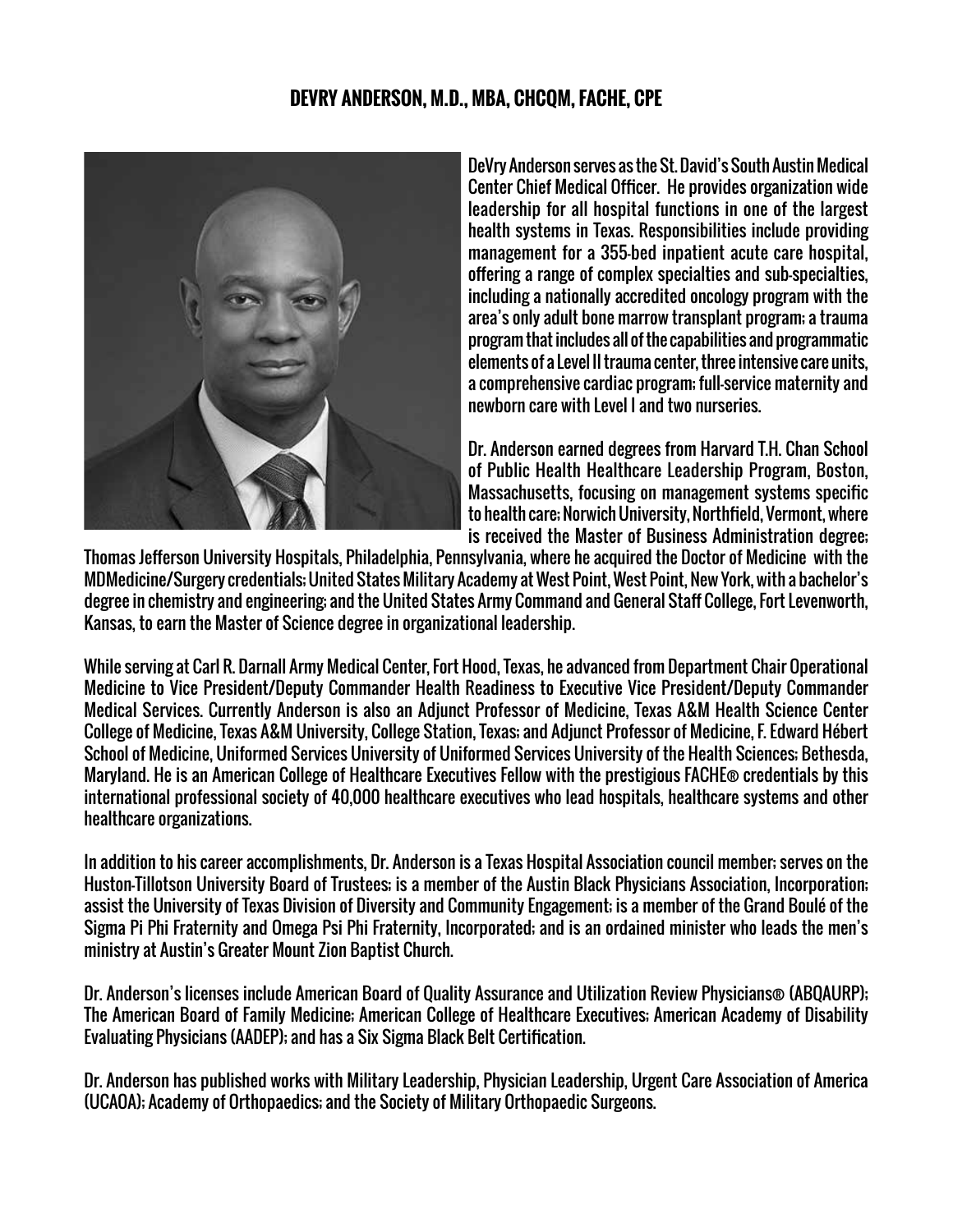# DEVRY ANDERSON, M.D., MBA, CHCQM, FACHE, CPE

DeVry Anderson serves as the St. David's South Austin Medical Center Chief Medical Officer. He provides organization wide leadership for all hospital functions in one of the largest health systems in Texas. Responsibilities include providing management for a 355-bed inpatient acute care hospital, offering a range of complex specialties and sub-specialties, including a nationally accredited oncology program with the area's only adult bone marrow transplant program; a trauma program that includes all of the capabilities and programmatic elements of a Level II trauma center, three intensive care units, a comprehensive cardiac program; full-service maternity and newborn care with Level I and two nurseries.

Dr. Anderson earned degrees from Harvard T.H. Chan School of Public Health Healthcare Leadership Program, Boston, Massachusetts, focusing on management systems specific to health care; Norwich University, Northfield, Vermont, where is received the Master of Business Administration degree; Thomas Jefferson University Hospitals, Philadelphia, Pennsylvania, where he acquired the Doctor of Medicine with the MDMedicine/Surgery credentials; United States Military Academy at West Point, West Point, New York, with a bachelor's degree in chemistry and engineering; and the United States Army Command and General Staff College, Fort Levenworth, Kansas, to earn the Master of Science degree in organizational leadership.

While serving at Carl R. Darnall Army Medical Center, Fort Hood, Texas, he advanced from Department Chair Operational Medicine to Vice President/Deputy Commander Health Readiness to Executive Vice President/Deputy Commander Medical Services. Currently Anderson is also an Adjunct Professor of Medicine, Texas A&M Health Science Center College of Medicine, Texas A&M University, College Station, Texas; and Adjunct Professor of Medicine, F. Edward Hébert School of Medicine, Uniformed Services University of Uniformed Services University of the Health Sciences; Bethesda, Maryland. He is an American College of Healthcare Executives Fellow with the prestigious FACHE® credentials by this international professional society of 40,000 healthcare executives who lead hospitals, healthcare systems and other healthcare organizations.

In addition to his career accomplishments, Dr. Anderson is a Texas Hospital Association council member; serves on the Huston-Tillotson University Board of Trustees; is a member of the Austin Black Physicians Association, Incorporation; assist the University of Texas Division of Diversity and Community Engagement; is a member of the Grand Boulé of the Sigma Pi Phi Fraternity and Omega Psi Phi Fraternity, Incorporated; and is an ordained minister who leads the men's ministry at Austin's Greater Mount Zion Baptist Church.

Dr. Anderson's licenses include American Board of Quality Assurance and Utilization Review Physicians® (ABQAURP); The American Board of Family Medicine; American College of Healthcare Executives; American Academy of Disability Evaluating Physicians (AADEP); and has a Six Sigma Black Belt Certification.

Dr. Anderson has published works with Military Leadership, Physician Leadership, Urgent Care Association of America (UCAOA); Academy of Orthopaedics; and the Society of Military Orthopaedic Surgeons.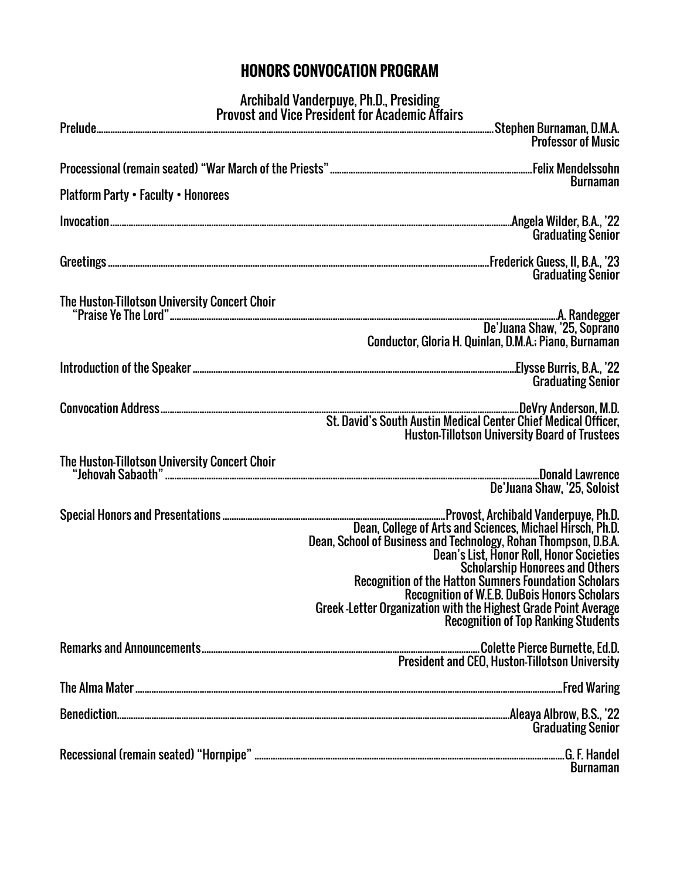# HONORS CONVOCATION PROGRAM

Archibald Vanderpuye, Ph.D., Presiding
Provost and Vice President for Academic Affairs

Prelude........................................................................Stephen Burnaman, D.M.A.
Professor of Music

Processional (remain seated) "War March of the Priests" ........................Felix Mendelssohn
Burnaman

Platform Party • Faculty • Honorees

Invocation........................................................................Angela Wilder, B.A., '22
Graduating Senior

Greetings........................................................................Frederick Guess, II, B.A., '23
Graduating Senior

The Huston-Tillotson University Concert Choir
"Praise Ye The Lord"........................................................................A. Randegger
De'Juana Shaw, '25, Soprano
Conductor, Gloria H. Quinlan, D.M.A.; Piano, Burnaman

Introduction of the Speaker........................................................................Elysse Burris, B.A., '22
Graduating Senior

Convocation Address........................................................................DeVry Anderson, M.D.
St. David's South Austin Medical Center Chief Medical Officer,
Huston-Tillotson University Board of Trustees

The Huston-Tillotson University Concert Choir
"Jehovah Sabaoth"........................................................................Donald Lawrence
De'Juana Shaw, '25, Soloist

Special Honors and Presentations........................................................................Provost, Archibald Vanderpuye, Ph.D.
Dean, College of Arts and Sciences, Michael Hirsch, Ph.D.
Dean, School of Business and Technology, Rohan Thompson, D.B.A.
Dean's List, Honor Roll, Honor Societies
Scholarship Honorees and Others
Recognition of the Hatton Sumners Foundation Scholars
Recognition of W.E.B. DuBois Honors Scholars
Greek -Letter Organization with the Highest Grade Point Average
Recognition of Top Ranking Students

Remarks and Announcements........................................................................Colette Pierce Burnette, Ed.D.
President and CEO, Huston-Tillotson University

The Alma Mater........................................................................Fred Waring

Benediction........................................................................Aleaya Albrow, B.S., '22
Graduating Senior

Recessional (remain seated) "Hornpipe"........................................................................G. F. Handel
Burnaman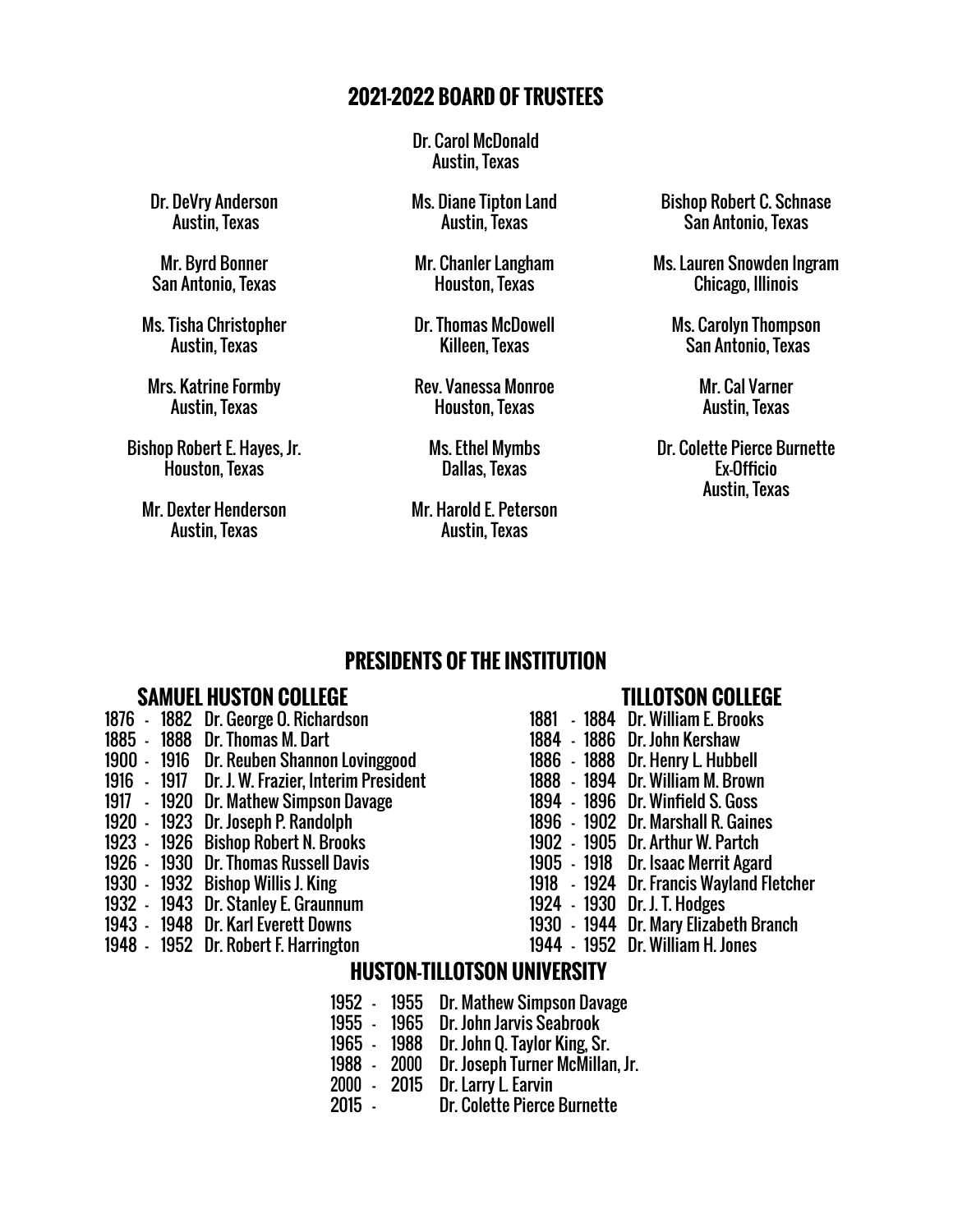## 2021-2022 BOARD OF TRUSTEES

Dr. Carol McDonald
Austin, Texas

Dr. DeVry Anderson
Austin, Texas

Mr. Byrd Bonner
San Antonio, Texas

Ms. Tisha Christopher
Austin, Texas

Mrs. Katrine Formby
Austin, Texas

Bishop Robert E. Hayes, Jr.
Houston, Texas

Mr. Dexter Henderson
Austin, Texas

Ms. Diane Tipton Land
Austin, Texas

Mr. Chanler Langham
Houston, Texas

Dr. Thomas McDowell
Killeen, Texas

Rev. Vanessa Monroe
Houston, Texas

Ms. Ethel Mymbs
Dallas, Texas

Mr. Harold E. Peterson
Austin, Texas

Bishop Robert C. Schnase
San Antonio, Texas

Ms. Lauren Snowden Ingram
Chicago, Illinois

Ms. Carolyn Thompson
San Antonio, Texas

Mr. Cal Varner
Austin, Texas

Dr. Colette Pierce Burnette
Ex-Officio
Austin, Texas

## PRESIDENTS OF THE INSTITUTION

### SAMUEL HUSTON COLLEGE

1876 - 1882 Dr. George O. Richardson
1885 - 1888 Dr. Thomas M. Dart
1900 - 1916 Dr. Reuben Shannon Lovinggood
1916 - 1917 Dr. J. W. Frazier, Interim President
1917 - 1920 Dr. Mathew Simpson Davage
1920 - 1923 Dr. Joseph P. Randolph
1923 - 1926 Bishop Robert N. Brooks
1926 - 1930 Dr. Thomas Russell Davis
1930 - 1932 Bishop Willis J. King
1932 - 1943 Dr. Stanley E. Graunnum
1943 - 1948 Dr. Karl Everett Downs
1948 - 1952 Dr. Robert F. Harrington

### TILLOTSON COLLEGE

1881 - 1884 Dr. William E. Brooks
1884 - 1886 Dr. John Kershaw
1886 - 1888 Dr. Henry L. Hubbell
1888 - 1894 Dr. William M. Brown
1894 - 1896 Dr. Winfield S. Goss
1896 - 1902 Dr. Marshall R. Gaines
1902 - 1905 Dr. Arthur W. Partch
1905 - 1918 Dr. Isaac Merrit Agard
1918 - 1924 Dr. Francis Wayland Fletcher
1924 - 1930 Dr. J. T. Hodges
1930 - 1944 Dr. Mary Elizabeth Branch
1944 - 1952 Dr. William H. Jones

### HUSTON-TILLOTSON UNIVERSITY

1952 - 1955 Dr. Mathew Simpson Davage
1955 - 1965 Dr. John Jarvis Seabrook
1965 - 1988 Dr. John Q. Taylor King, Sr.
1988 - 2000 Dr. Joseph Turner McMillan, Jr.
2000 - 2015 Dr. Larry L. Earvin
2015 - Dr. Colette Pierce Burnette